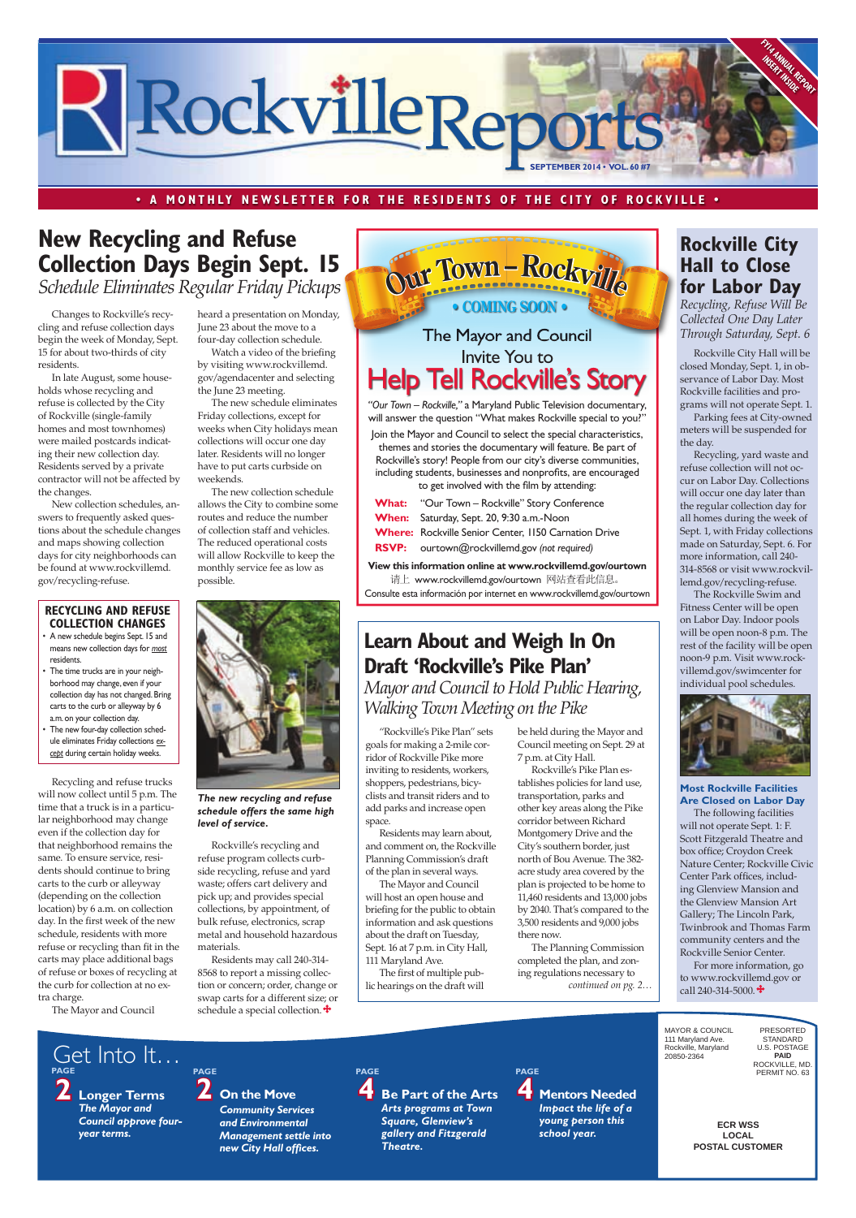# Rockville Reports

FY14 ANNUAL REPORT INSERT INSIDE

SEPTEMBER 2014 • VOL. 60 #7

• A MONTHLY NEWSLETTER FOR THE RESIDENTS OF THE CITY OF ROCKVILLE •

## New Recycling and Refuse Collection Days Begin Sept. 15

*Schedule Eliminates Regular Friday Pickups*

Changes to Rockville's recycling and refuse collection days begin the week of Monday, Sept. 15 for about two-thirds of city residents.

In late August, some households whose recycling and refuse is collected by the City of Rockville (single-family homes and most townhomes) were mailed postcards indicating their new collection day. Residents served by a private contractor will not be affected by the changes.

New collection schedules, answers to frequently asked questions about the schedule changes and maps showing collection days for city neighborhoods can be found at www.rockvillemd.gov/recycling-refuse.

### RECYCLING AND REFUSE COLLECTION CHANGES

- A new schedule begins Sept. 15 and means new collection days for *most* residents.
- The time trucks are in your neighborhood may change, even if your collection day has not changed. Bring carts to the curb or alleyway by 6 a.m. on your collection day.
- The new four-day collection schedule eliminates Friday collections *except* during certain holiday weeks.

Recycling and refuse trucks will now collect until 5 p.m. The time that a truck is in a particular neighborhood may change even if the collection day for that neighborhood remains the same. To ensure service, residents should continue to bring carts to the curb or alleyway (depending on the collection location) by 6 a.m. on collection day. In the first week of the new schedule, residents with more refuse or recycling than fit in the carts may place additional bags of refuse or boxes of recycling at the curb for collection at no extra charge.

The Mayor and Council heard a presentation on Monday, June 23 about the move to a four-day collection schedule.

Watch a video of the briefing by visiting www.rockvillemd.gov/agendacenter and selecting the June 23 meeting.

The new schedule eliminates Friday collections, except for weeks when City holidays mean collections will occur one day later. Residents will no longer have to put carts curbside on weekends.

The new collection schedule allows the City to combine some routes and reduce the number of collection staff and vehicles. The reduced operational costs will allow Rockville to keep the monthly service fee as low as possible.

***The new recycling and refuse schedule offers the same high level of service.***

Rockville's recycling and refuse program collects curbside recycling, refuse and yard waste; offers cart delivery and pick up; and provides special collections, by appointment, of bulk refuse, electronics, scrap metal and household hazardous materials.

Residents may call 240-314-8568 to report a missing collection or concern; order, change or swap carts for a different size; or schedule a special collection. ✚

## Our Town – Rockville

• COMING SOON •

The Mayor and Council Invite You to

### Help Tell Rockville's Story

*"Our Town – Rockville,"* a Maryland Public Television documentary, will answer the question "What makes Rockville special to you?"

Join the Mayor and Council to select the special characteristics, themes and stories the documentary will feature. Be part of Rockville's story! People from our city's diverse communities, including students, businesses and nonprofits, are encouraged to get involved with the film by attending:

**What:** "Our Town – Rockville" Story Conference
**When:** Saturday, Sept. 20, 9:30 a.m.-Noon
**Where:** Rockville Senior Center, 1150 Carnation Drive
**RSVP:** ourtown@rockvillemd.gov *(not required)*

**View this information online at www.rockvillemd.gov/ourtown**

请上 www.rockvillemd.gov/ourtown 网站查看此信息。

Consulte esta información por internet en www.rockvillemd.gov/ourtown

## Learn About and Weigh In On Draft 'Rockville's Pike Plan'

*Mayor and Council to Hold Public Hearing, Walking Town Meeting on the Pike*

"Rockville's Pike Plan" sets goals for making a 2-mile corridor of Rockville Pike more inviting to residents, workers, shoppers, pedestrians, bicyclists and transit riders and to add parks and increase open space.

Residents may learn about, and comment on, the Rockville Planning Commission's draft of the plan in several ways.

The Mayor and Council will host an open house and briefing for the public to obtain information and ask questions about the draft on Tuesday, Sept. 16 at 7 p.m. in City Hall, 111 Maryland Ave.

The first of multiple public hearings on the draft will be held during the Mayor and Council meeting on Sept. 29 at 7 p.m. at City Hall.

Rockville's Pike Plan establishes policies for land use, transportation, parks and other key areas along the Pike corridor between Richard Montgomery Drive and the City's southern border, just north of Bou Avenue. The 382-acre study area covered by the plan is projected to be home to 11,460 residents and 13,000 jobs by 2040. That's compared to the 3,500 residents and 9,000 jobs there now.

The Planning Commission completed the plan, and zoning regulations necessary to *continued on pg. 2…*

## Rockville City Hall to Close for Labor Day

*Recycling, Refuse Will Be Collected One Day Later Through Saturday, Sept. 6*

Rockville City Hall will be closed Monday, Sept. 1, in observance of Labor Day. Most Rockville facilities and programs will not operate Sept. 1.

Parking fees at City-owned meters will be suspended for the day.

Recycling, yard waste and refuse collection will not occur on Labor Day. Collections will occur one day later than the regular collection day for all homes during the week of Sept. 1, with Friday collections made on Saturday, Sept. 6. For more information, call 240-314-8568 or visit www.rockvillemd.gov/recycling-refuse.

The Rockville Swim and Fitness Center will be open on Labor Day. Indoor pools will be open noon-8 p.m. The rest of the facility will be open noon-9 p.m. Visit www.rockvillemd.gov/swimcenter for individual pool schedules.

### Most Rockville Facilities Are Closed on Labor Day

The following facilities will not operate Sept. 1: F. Scott Fitzgerald Theatre and box office; Croydon Creek Nature Center; Rockville Civic Center Park offices, including Glenview Mansion and the Glenview Mansion Art Gallery; The Lincoln Park, Twinbrook and Thomas Farm community centers and the Rockville Senior Center.

For more information, go to www.rockvillemd.gov or call 240-314-5000. ✚

## Get Into It…

**PAGE 2 — Longer Terms**
*The Mayor and Council approve four-year terms.*

**PAGE 2 — On the Move**
*Community Services and Environmental Management settle into new City Hall offices.*

**PAGE 4 — Be Part of the Arts**
*Arts programs at Town Square, Glenview's gallery and Fitzgerald Theatre.*

**PAGE 4 — Mentors Needed**
*Impact the life of a young person this school year.*

MAYOR & COUNCIL
111 Maryland Ave.
Rockville, Maryland
20850-2364

PRESORTED STANDARD
U.S. POSTAGE
PAID
ROCKVILLE, MD.
PERMIT NO. 63

ECR WSS
LOCAL
POSTAL CUSTOMER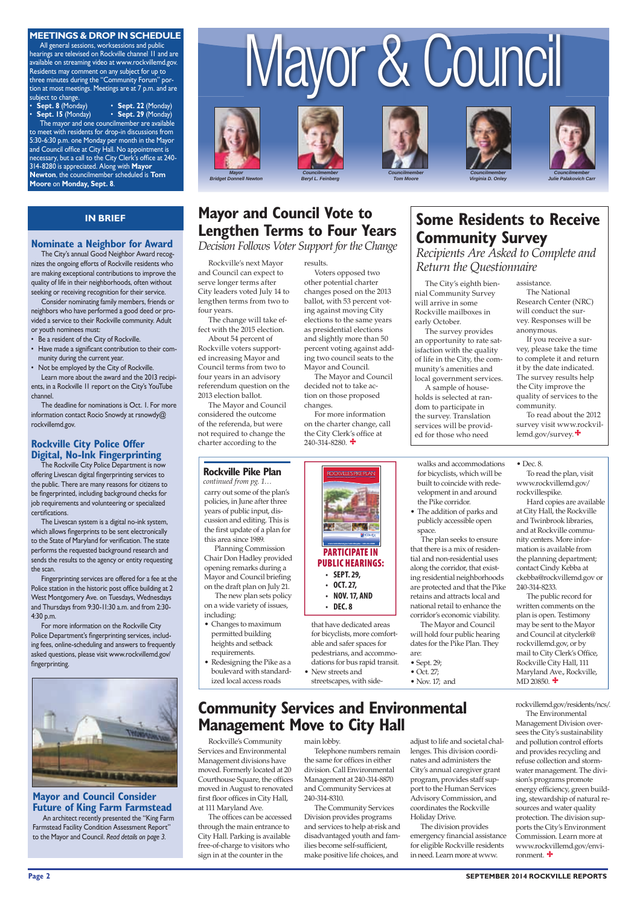## MEETINGS & DROP IN SCHEDULE

All general sessions, worksessions and public hearings are televised on Rockville channel 11 and are available on streaming video at www.rockvillemd.gov. Residents may comment on any subject for up to three minutes during the "Community Forum" portion at most meetings. Meetings are at 7 p.m. and are subject to change.

- **Sept. 8** (Monday)
- **Sept. 15** (Monday)
- **Sept. 22** (Monday)
- **Sept. 29** (Monday)

The mayor and one councilmember are available to meet with residents for drop-in discussions from 5:30-6:30 p.m. one Monday per month in the Mayor and Council office at City Hall. No appointment is necessary, but a call to the City Clerk's office at 240-314-8280 is appreciated. Along with **Mayor Newton**, the councilmember scheduled is **Tom Moore** on **Monday, Sept. 8**.

# Mayor & Council

Mayor Bridget Donnell Newton

Councilmember Beryl L. Feinberg

Councilmember Tom Moore

Councilmember Virginia D. Onley

Councilmember Julie Palakovich Carr

## IN BRIEF

### Nominate a Neighbor for Award

The City's annual Good Neighbor Award recognizes the ongoing efforts of Rockville residents who are making exceptional contributions to improve the quality of life in their neighborhoods, often without seeking or receiving recognition for their service.

Consider nominating family members, friends or neighbors who have performed a good deed or provided a service to their Rockville community. Adult or youth nominees must:

- Be a resident of the City of Rockville.
- Have made a significant contribution to their community during the current year.
- Not be employed by the City of Rockville.

Learn more about the award and the 2013 recipients, in a Rockville 11 report on the City's YouTube channel.

The deadline for nominations is Oct. 1. For more information contact Rocio Snowdy at rsnowdy@rockvillemd.gov.

### Rockville City Police Offer Digital, No-Ink Fingerprinting

The Rockville City Police Department is now offering Livescan digital fingerprinting services to the public. There are many reasons for citizens to be fingerprinted, including background checks for job requirements and volunteering or specialized certifications.

The Livescan system is a digital no-ink system, which allows fingerprints to be sent electronically to the State of Maryland for verification. The state performs the requested background research and sends the results to the agency or entity requesting the scan.

Fingerprinting services are offered for a fee at the Police station in the historic post office building at 2 West Montgomery Ave. on Tuesdays, Wednesdays and Thursdays from 9:30-11:30 a.m. and from 2:30-4:30 p.m.

For more information on the Rockville City Police Department's fingerprinting services, including fees, online-scheduling and answers to frequently asked questions, please visit www.rockvillemd.gov/fingerprinting.

### Mayor and Council Consider Future of King Farm Farmstead

An architect recently presented the "King Farm Farmstead Facility Condition Assessment Report" to the Mayor and Council. *Read details on page 3.*

## Mayor and Council Vote to Lengthen Terms to Four Years

*Decision Follows Voter Support for the Change*

Rockville's next Mayor and Council can expect to serve longer terms after City leaders voted July 14 to lengthen terms from two to four years.

The change will take effect with the 2015 election.

About 54 percent of Rockville voters supported increasing Mayor and Council terms from two to four years in an advisory referendum question on the 2013 election ballot.

The Mayor and Council considered the outcome of the referenda, but were not required to change the charter according to the results.

Voters opposed two other potential charter changes posed on the 2013 ballot, with 53 percent voting against moving City elections to the same years as presidential elections and slightly more than 50 percent voting against adding two council seats to the Mayor and Council.

The Mayor and Council decided not to take action on those proposed changes.

For more information on the charter change, call the City Clerk's office at 240-314-8280.

## Some Residents to Receive Community Survey

*Recipients Are Asked to Complete and Return the Questionnaire*

The City's eighth biennial Community Survey will arrive in some Rockville mailboxes in early October.

The survey provides an opportunity to rate satisfaction with the quality of life in the City, the community's amenities and local government services.

A sample of households is selected at random to participate in the survey. Translation services will be provided for those who need assistance.

The National Research Center (NRC) will conduct the survey. Responses will be anonymous.

If you receive a survey, please take the time to complete it and return it by the date indicated. The survey results help the City improve the quality of services to the community.

To read about the 2012 survey visit www.rockvillemd.gov/survey.

### Rockville Pike Plan

*continued from pg. 1...*

carry out some of the plan's policies, in June after three years of public input, discussion and editing. This is the first update of a plan for this area since 1989.

Planning Commission Chair Don Hadley provided opening remarks during a Mayor and Council briefing on the draft plan on July 21.

The new plan sets policy on a wide variety of issues, including:

- Changes to maximum permitted building heights and setback requirements.
- Redesigning the Pike as a boulevard with standardized local access roads that have dedicated areas for bicyclists, more comfortable and safer spaces for pedestrians, and accommodations for bus rapid transit.
- New streets and streetscapes, with sidewalks and accommodations for bicyclists, which will be built to coincide with redevelopment in and around the Pike corridor.
- The addition of parks and publicly accessible open space.

The plan seeks to ensure that there is a mix of residential and non-residential uses along the corridor, that existing residential neighborhoods are protected and that the Pike retains and attracts local and national retail to enhance the corridor's economic viability.

The Mayor and Council will hold four public hearing dates for the Pike Plan. They are:

- Sept. 29;
- Oct. 27;
- Nov. 17; and
- Dec. 8.

To read the plan, visit www.rockvillemd.gov/rockvillespike.

Hard copies are available at City Hall, the Rockville and Twinbrook libraries, and at Rockville community centers. More information is available from the planning department; contact Cindy Kebba at ckebba@rockvillemd.gov or 240-314-8233.

The public record for written comments on the plan is open. Testimony may be sent to the Mayor and Council at cityclerk@rockvillemd.gov, or by mail to City Clerk's Office, Rockville City Hall, 111 Maryland Ave., Rockville, MD 20850.

**PARTICIPATE IN PUBLIC HEARINGS:**

- **SEPT. 29,**
- **OCT. 27,**
- **NOV. 17, AND**
- **DEC. 8**

## Community Services and Environmental Management Move to City Hall

Rockville's Community Services and Environmental Management divisions have moved. Formerly located at 20 Courthouse Square, the offices moved in August to renovated first floor offices in City Hall, at 111 Maryland Ave.

The offices can be accessed through the main entrance to City Hall. Parking is available free-of-charge to visitors who sign in at the counter in the main lobby.

Telephone numbers remain the same for offices in either division. Call Environmental Management at 240-314-8870 and Community Services at 240-314-8310.

The Community Services Division provides programs and services to help at-risk and disadvantaged youth and families become self-sufficient, make positive life choices, and adjust to life and societal challenges. This division coordinates and administers the City's annual caregiver grant program, provides staff support to the Human Services Advisory Commission, and coordinates the Rockville Holiday Drive.

The division provides emergency financial assistance for eligible Rockville residents in need. Learn more at www.rockvillemd.gov/residents/ncs/.

The Environmental Management Division oversees the City's sustainability and pollution control efforts and provides recycling and refuse collection and stormwater management. The division's programs promote energy efficiency, green building, stewardship of natural resources and water quality protection. The division supports the City's Environment Commission. Learn more at www.rockvillemd.gov/environment.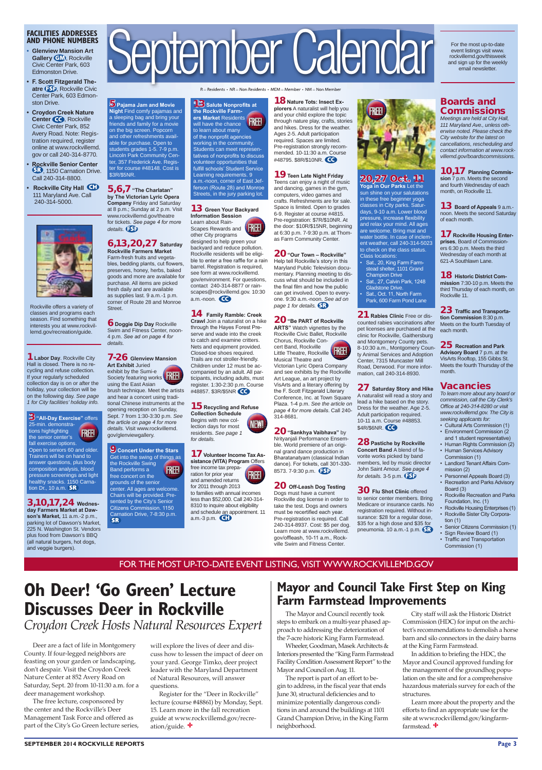# September Calendar

For the most up-to-date event listings visit www.rockvillemd.gov/thisweek and sign up for the weekly email newsletter.

R – Residents • NR – Non Residents • MEM – Member • NM – Non Member

## FACILITIES ADDRESSES AND PHONE NUMBERS

- **Glenview Mansion Art Gallery GM**, Rockville Civic Center Park, 603 Edmonston Drive.
- **F. Scott Fitzgerald Theatre FSF**, Rockville Civic Center Park, 603 Edmonston Drive.
- **Croydon Creek Nature Center CC**, Rockville Civic Center Park, 852 Avery Road. Note: Registration required, register online at www.rockvillemd.gov or call 240-314-8770.
- **Rockville Senior Center SR**, 1150 Carnation Drive. Call 240-314-8800.
- **Rockville City Hall CH** 111 Maryland Ave. Call 240-314-5000.

Rockville offers a variety of classes and programs each season. Find something that interests you at www.rockvillemd.gov/recreation/guide.

**1 Labor Day**. Rockville City Hall is closed. There is no recycling and refuse collection. If your regularly scheduled collection day is on or after the holiday, your collection will be on the following day. *See page 1 for City facilities' holiday info.*

**3 "All-Day Exercise"** offers 25-min. demonstrations highlighting the senior center's fall exercise options. Open to seniors 60 and older. Trainers will be on hand to answer questions, plus body composition analysis, blood pressure screenings and light healthy snacks. 1150 Carnation Dr., 10 a.m. SR FREE!

**3,10,17,24 Wednesday Farmers Market at Dawson's Market**, 11 a.m.-2 p.m., parking lot of Dawson's Market, 225 N. Washington St. Vendors plus food from Dawson's BBQ (all natural burgers, hot dogs, and veggie burgers).

**5 Pajama Jam and Movie Night** Find comfy pajamas and a sleeping bag and bring your friends and family for a movie on the big screen. Popcorn and other refreshments available for purchase. Open to students grades 1-5. 7-9 p.m. Lincoln Park Community Center, 357 Frederick Ave. Register for course #48148. Cost is $3R/$5NR.

**5,6,7 "The Charlatan" by The Victorian Lyric Opera Company** Friday and Saturday at 8 p.m.; Sunday at 2 p.m. Visit www.rockvillemd.gov/theatre for tickets. *See page 4 for more details.* FSF

**6,13,20,27 Saturday Rockville Farmers Market** Farm-fresh fruits and vegetables, bedding plants, cut flowers, preserves, honey, herbs, baked goods and more are available for purchase. All items are picked fresh daily and are available as supplies last. 9 a.m.-1 p.m. corner of Route 28 and Monroe Street.

**6 Doggie Dip Day** Rockville Swim and Fitness Center, noon-4 p.m. *See ad on page 4 for details.*

**7-26 Glenview Mansion Art Exhibit** Juried exhibit by the Sumi-e Society featuring works using the East Asian brush technique. Meet the artists and hear a concert using traditional Chinese instruments at the opening reception on Sunday, Sept. 7 from 1:30-3:30 p.m. *See the article on page 4 for more details.* Visit www.rockvillemd.gov/glenviewgallery. FREE!

**9 Concert Under the Stars** Get into the swing of things as the Rockville Swing Band performs a free concert on the grounds of the senior center. All ages are welcome. Chairs will be provided. Presented by the City's Senior Citizens Commission. 1150 Carnation Drive, 7-8:30 p.m. SR FREE!

**13 Salute Nonprofits at the Rockville Farmers Market** Residents will have the chance to learn about many of the nonprofit agencies working in the community. Students can meet representatives of nonprofits to discuss volunteer opportunities that fulfill schools' Student Service Learning requirements. 9 a.m.-noon, corner of East Jefferson (Route 28) and Monroe Streets, in the jury parking lot. FREE!

**13 Green Your Backyard Information Session** Learn about RainScapes Rewards and other City programs designed to help green your backyard and reduce pollution. Rockville residents will be eligible to enter a free raffle for a rain barrel. Registration is required, see form at www.rockvillemd.gov/environment. For questions, contact 240-314-8877 or rainscapes@rockvillemd.gov. 10:30 a.m.-noon. CC FREE!

**14 Family Ramble: Creek Crawl** Join a naturalist on a hike through the Hayes Forest Preserve and wade into the creek to catch and examine critters. Nets and equipment provided. Closed-toe shoes required. Trails are not stroller-friendly. Children under 12 must be accompanied by an adult. All participants, including adults, must register. 1:30-2:30 p.m. Course #48857. $3R/$5NR CC

**15 Recycling and Refuse Collection Schedule** Begins with new collection days for most residents. *See page 1 for details.* NEW!

**17 Volunteer Income Tax Assistance (VITA) Program** Offers free income tax preparation for prior year and amended returns for 2011 through 2013 to families with annual incomes less than $52,000. Call 240-314-8310 to inquire about eligibility and schedule an appointment. 11 a.m.-3 p.m. CH FREE!

**18 Nature Tots: Insect Explorers** A naturalist will help you and your child explore the topic through nature play, crafts, stories and hikes. Dress for the weather. Ages 2-5. Adult participation required. Spaces are limited. Pre-registration strongly recommended. 10-11:30 a.m. Course #48795. $8R/$10NR. CC

**19 Teen Late Night Friday** Teens can enjoy a night of music and dancing, games in the gym, computers, video games and crafts. Refreshments are for sale. Space is limited. Open to grades 6-9. Register at course #4815. Pre-registration: $7R/$10NR. At the door: $10R/$15NR, beginning at 6:30 p.m. 7-9:30 p.m. at Thomas Farm Community Center.

**20 "Our Town – Rockville"** Help tell Rockville's story in this Maryland Public Television documentary. Planning meeting to discuss what should be included in the final film and how the public can get involved. Open to everyone. 9:30 a.m.-noon. *See ad on page 1 for details.* SR

**20 "Be PART of Rockville ARTS"** Watch vignettes by the Rockville Civic Ballet, Rockville Chorus, Rockville Concert Band, Rockville Little Theatre, Rockville Musical Theatre and Victorian Lyric Opera Company and see exhibits by the Rockville Art League, an art project by VisArts and a literary offering by the F. Scott Fitzgerald Literary Conference, Inc. at Town Square Plaza. 1-4 p.m. *See the article on page 4 for more details.* Call 240-314-8681. FREE!

**20 "Sankhya Vaibhava"** by Nrityanjali Performance Ensemble. World premiere of an original grand dance production in Bharatanatyam (classical Indian dance). For tickets, call 301-330-8573. 7-9:30 p.m. FSF

**20 Off-Leash Dog Testing** Dogs must have a current Rockville dog license in order to take the test. Dogs and owners must be recertified each year. Pre-registration is required. Call 240-314-8937. Cost: $5 per dog. Learn more at www.rockvillemd.gov/offleash, 10-11 a.m., Rockville Swim and Fitness Center.

**20,27 Oct. 11 Yoga in Our Parks** Let the sun shine on your salutations in these free beginner yoga classes in City parks. Saturdays, 9-10 a.m. Lower blood pressure, increase flexibility and relax your mind. All ages are welcome. Bring mat and water bottle. In case of inclement weather, call 240-314-5023 to check on the class status. Class locations: FREE!

- Sat., 20, King Farm Farmstead shelter, 1101 Grand Champion Drive
- Sat., 27, Calvin Park, 1248 Gladstone Drive.
- Sat., Oct. 11, North Farm Park, 600 Farm Pond Lane

**21 Rabies Clinic** Free or discounted rabies vaccinations after pet licenses are purchased at the clinic for Rockville, Gaithersburg and Montgomery County pets. 8-10:30 a.m., Montgomery County Animal Services and Adoption Center, 7315 Muncaster Mill Road, Derwood. For more information, call 240-314-8930.

**27 Saturday Story and Hike** A naturalist will read a story and lead a hike based on the story. Dress for the weather. Age 2-5. Adult participation required. 10-11 a.m. Course #48853. $4R/$6NR. CC

**28 Pasticke by Rockville Concert Band** A blend of favorite works picked by band members, led by music director John Saint Amour. *See page 4 for details.* 3-5 p.m. FSF

**30 Flu Shot Clinic** offered to senior center members. Bring Medicare or insurance cards. No registration required. Without insurance: $28 for a regular dose, $35 for a high dose and $35 for pneumonia. 10 a.m.-1 p.m. SR

## Boards and Commissions

*Meetings are held at City Hall, 111 Maryland Ave., unless otherwise noted. Please check the City website for the latest on cancellations, rescheduling and contact information at www.rockvillemd.gov/boardscommissions.*

**10,17 Planning Commission** 7 p.m. Meets the second and fourth Wednesday of each month, on Rockville 11.

**13 Board of Appeals** 9 a.m.-noon. Meets the second Saturday of each month.

**17 Rockville Housing Enterprises**, Board of Commissioners 6:30 p.m. Meets the third Wednesday of each month at 621-A Southlawn Lane.

**18 Historic District Commission** 7:30-10 p.m. Meets the third Thursday of each month, on Rockville 11.

**23 Traffic and Transportation Commission** 8:30 p.m. Meets on the fourth Tuesday of each month.

**25 Recreation and Park Advisory Board** 7 p.m. at the VisArts Rooftop, 155 Gibbs St. Meets the fourth Thursday of the month.

## Vacancies

*To learn more about any board or commission, call the City Clerk's Office at 240-314-8280 or visit www.rockvillemd.gov. The City is seeking applicants for:*

- Cultural Arts Commission (1)
- Environment Commission (2 and 1 student representative)
- Human Rights Commission (2)
- Human Services Advisory Commission (1)
- Landlord Tenant Affairs Commission (2)
- Personnel Appeals Board (3)
- Recreation and Parks Advisory Board (3)
- Rockville Recreation and Parks Foundation, Inc. (1)
- Rockville Housing Enterprises (1)
- Rockville Sister City Corporation (1)
- Senior Citizens Commission (1)
- Sign Review Board (1)
- Traffic and Transportation Commission (1)

FOR THE MOST UP-TO-DATE EVENT LISTING, VISIT WWW.ROCKVILLEMD.GOV

# Oh Deer! 'Go Green' Lecture Discusses Deer in Rockville

*Croydon Creek Hosts Natural Resources Expert*

Deer are a fact of life in Montgomery County. If four-legged neighbors are feasting on your garden or landscaping, don't despair. Visit the Croydon Creek Nature Center at 852 Avery Road on Saturday, Sept. 20 from 10-11:30 a.m. for a deer management workshop.

The free lecture, cosponsored by the center and the Rockville's Deer Management Task Force and offered as part of the City's Go Green lecture series, will explore the lives of deer and discuss how to lessen the impact of deer on your yard. George Timko, deer project leader with the Maryland Department of Natural Resources, will answer questions.

Register for the "Deer in Rockville" lecture (course #48861) by Monday, Sept. 15. Learn more in the fall recreation guide at www.rockvillemd.gov/recreation/guide. ✚

# Mayor and Council Take First Step on King Farm Farmstead Improvements

The Mayor and Council recently took steps to embark on a multi-year phased approach to addressing the deterioration of the 7-acre historic King Farm Farmstead.

Wheeler, Goodman, Masek Architects & Interiors presented the "King Farm Farmstead Facility Condition Assessment Report" to the Mayor and Council on Aug. 11.

The report is part of an effort to begin to address, in the fiscal year that ends June 30, structural deficiencies and to minimize potentially dangerous conditions in and around the buildings at 1101 Grand Champion Drive, in the King Farm neighborhood.

City staff will ask the Historic District Commission (HDC) for input on the architect's recommendations to demolish a horse barn and silo connectors in the dairy barns at the King Farm Farmstead.

In addition to briefing the HDC, the Mayor and Council approved funding for the management of the groundhog population on the site and for a comprehensive hazardous materials survey for each of the structures.

Learn more about the property and the efforts to find an appropriate use for the site at www.rockvillemd.gov/kingfarmfarmstead. ✚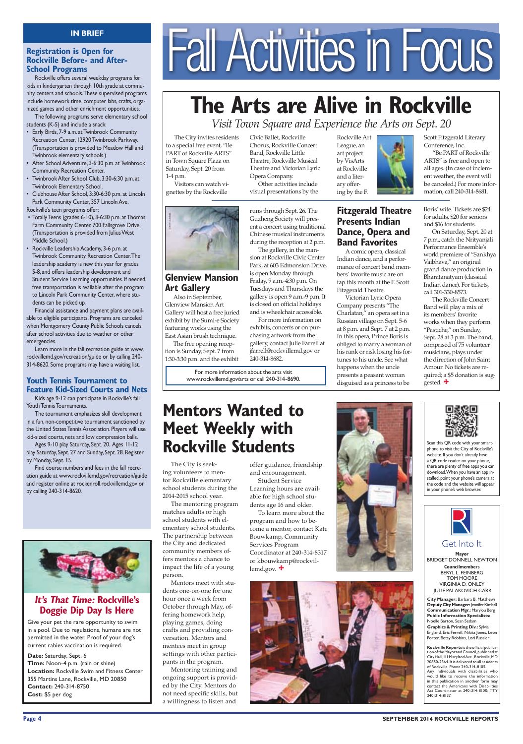## IN BRIEF

### Registration is Open for Rockville Before- and After-School Programs

Rockville offers several weekday programs for kids in kindergarten through 10th grade at community centers and schools. These supervised programs include homework time, computer labs, crafts, organized games and other enrichment opportunities.

The following programs serve elementary school students (K-5) and include a snack:

- Early Birds, 7-9 a.m. at Twinbrook Community Recreation Center, 12920 Twinbrook Parkway. (Transportation is provided to Meadow Hall and Twinbrook elementary schools.)
- After School Adventure, 3-6:30 p.m. at Twinbrook Community Recreation Center.
- Twinbrook After School Club, 3:30-6:30 p.m. at Twinbrook Elementary School.
- Clubhouse After School, 3:30-6:30 p.m. at Lincoln Park Community Center, 357 Lincoln Ave.

Rockville's teen programs offer:

- Totally Teens (grades 6-10), 3-6:30 p.m. at Thomas Farm Community Center, 700 Fallsgrove Drive. (Transportation is provided from Julius West Middle School.)
- Rockville Leadership Academy, 3-6 p.m. at Twinbrook Community Recreation Center. The leadership academy is new this year for grades 5-8, and offers leadership development and Student Service Learning opportunities. If needed, free transportation is available after the program to Lincoln Park Community Center, where students can be picked up.

Financial assistance and payment plans are available to eligible participants. Programs are canceled when Montgomery County Public Schools cancels after school activities due to weather or other emergencies.

Learn more in the fall recreation guide at www.rockvillemd.gov/recreation/guide or by calling 240-314-8620. Some programs may have a waiting list.

### Youth Tennis Tournament to Feature Kid-Sized Courts and Nets

Kids age 9-12 can participate in Rockville's fall Youth Tennis Tournaments.

The tournament emphasizes skill development in a fun, non-competitive tournament sanctioned by the United States Tennis Association. Players will use kid-sized courts, nets and low compression balls.

Ages 9-10 play Saturday, Sept. 20. Ages 11-12 play Saturday, Sept. 27 and Sunday, Sept. 28. Register by Monday, Sept. 15.

Find course numbers and fees in the fall recreation guide at www.rockvillemd.gov/recreation/guide and register online at rockenroll.rockvillemd.gov or by calling 240-314-8620.

### *It's That Time:* Rockville's Doggie Dip Day Is Here

Give your pet the rare opportunity to swim in a pool. Due to regulations, humans are not permitted in the water. Proof of your dog's current rabies vaccination is required.

**Date:** Saturday, Sept. 6
**Time:** Noon-4 p.m. (rain or shine)
**Location:** Rockville Swim and Fitness Center 355 Martins Lane, Rockville, MD 20850
**Contact:** 240-314-8750
**Cost:** $5 per dog

# Fall Activities in Focus

## The Arts are Alive in Rockville

*Visit Town Square and Experience the Arts on Sept. 20*

The City invites residents to a special free event, "Be PART of Rockville ARTS" in Town Square Plaza on Saturday, Sept. 20 from 1-4 p.m.

Visitors can watch vignettes by the Rockville Civic Ballet, Rockville Chorus, Rockville Concert Band, Rockville Little Theatre, Rockville Musical Theatre and Victorian Lyric Opera Company.

Other activities include visual presentations by the Rockville Art League, an art project by VisArts and a literary offering by the F. Scott Fitzgerald Literary Conference, Inc.

"Be PART of Rockville ARTS" is free and open to all ages. (In case of inclement weather, the event will be canceled.) For more information, call 240-314-8681.

### Glenview Mansion Art Gallery

Also in September, Glenview Mansion Art Gallery will host a free juried exhibit by the Sumi-e Society featuring works using the East Asian brush technique.

The free opening reception is Sunday, Sept. 7 from 1:30-3:30 p.m. and the exhibit runs through Sept. 26. The Guzheng Society will present a concert using traditional Chinese musical instruments during the reception at 2 p.m.

The gallery, in the mansion at Rockville Civic Center Park, at 603 Edmonston Drive, is open Monday through Friday, 9 a.m.-4:30 p.m. On Tuesdays and Thursdays the gallery is open 9 a.m.-9 p.m. It is closed on official holidays and is wheelchair accessible.

For more information on exhibits, concerts or on purchasing artwork from the gallery, contact Julie Farrell at jfarrell@rockvillemd.gov or 240-314-8682.

For more information about the arts visit www.rockvillemd.gov/arts or call 240-314-8690.

### Fitzgerald Theatre Presents Indian Dance, Opera and Band Favorites

A comic opera, classical Indian dance, and a performance of concert band members' favorite music are on tap this month at the F. Scott Fitzgerald Theatre.

Victorian Lyric Opera Company presents "The Charlatan," an opera set in a Russian village on Sept. 5-6 at 8 p.m. and Sept. 7 at 2 p.m. In this opera, Prince Boris is obliged to marry a woman of his rank or risk losing his fortunes to his uncle. See what happens when the uncle presents a peasant woman disguised as a princess to be Boris' wife. Tickets are $24 for adults, $20 for seniors and $16 for students.

On Saturday, Sept. 20 at 7 p.m., catch the Nrityanjali Performance Ensemble's world premiere of "Sankhya Vaibhava," an original grand dance production in Bharatanatyam (classical Indian dance). For tickets, call 301-330-8573.

The Rockville Concert Band will play a mix of its members' favorite works when they perform "Pastiche," on Sunday, Sept. 28 at 3 p.m. The band, comprised of 75 volunteer musicians, plays under the direction of John Saint Amour. No tickets are required; a $5 donation is suggested.

## Mentors Wanted to Meet Weekly with Rockville Students

The City is seeking volunteers to mentor Rockville elementary school students during the 2014-2015 school year.

The mentoring program matches adults or high school students with elementary school students. The partnership between the City and dedicated community members offers mentors a chance to impact the life of a young person.

Mentors meet with students one-on-one for one hour once a week from October through May, offering homework help, playing games, doing crafts and providing conversation. Mentors and mentees meet in group settings with other participants in the program.

Mentoring training and ongoing support is provided by the City. Mentors do not need specific skills, but a willingness to listen and offer guidance, friendship and encouragement.

Student Service Learning hours are available for high school students age 16 and older.

To learn more about the program and how to become a mentor, contact Kate Bouwkamp, Community Services Program Coordinator at 240-314-8317 or kbouwkamp@rockvillemd.gov.

Scan this QR code with your smartphone to visit the City of Rockville's website. If you don't already have a QR code reader on your phone, there are plenty of free apps you can download. When you have an app installed, point your phone's camera at the code and the website will appear in your phone's web browser.

### Get Into It

**Mayor**
BRIDGET DONNELL NEWTON

**Councilmembers**
BERYL L. FEINBERG
TOM MOORE
VIRGINIA D. ONLEY
JULIE PALAKOVICH CARR

**City Manager:** Barbara B. Matthews
**Deputy City Manager:** Jennifer Kimball
**Communication Mgr.:** Marylou Berg
**Public Information Specialists:** Noelle Barton, Sean Sedam
**Graphics & Printing Div.:** Sylvia England, Eric Ferrell, Nikita Jones, Leon Porter, Betsy Robbins, Lori Russler

**Rockville Reports** is the official publication of the Mayor and Council, published at City Hall, 111 Maryland Ave., Rockville, MD 20850-2364. It is delivered to all residents of Rockville. Phone 240-314-8105. Any individuals with disabilities who would like to receive the information in this publication in another form may contact the Americans with Disabilities Act Coordinator at 240-314-8100; TTY 240-314-8137.